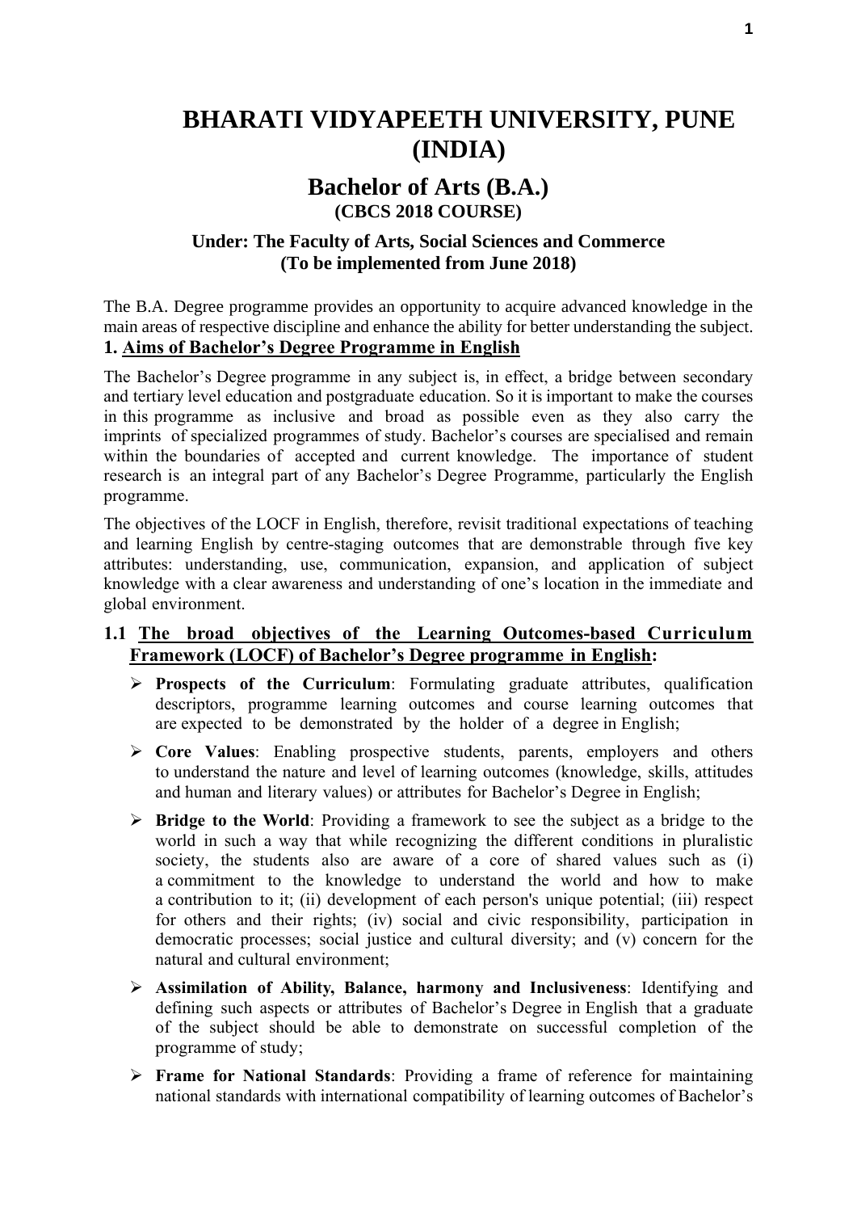# BHARATI VIDYAPEETH UNIVERSITY, PUNE (INDIA)

## Bachelor of Arts (B.A.)
### (CBCS 2018 COURSE)

### Under: The Faculty of Arts, Social Sciences and Commerce
### (To be implemented from June 2018)

The B.A. Degree programme provides an opportunity to acquire advanced knowledge in the main areas of respective discipline and enhance the ability for better understanding the subject.

## 1. Aims of Bachelor's Degree Programme in English

The Bachelor's Degree programme in any subject is, in effect, a bridge between secondary and tertiary level education and postgraduate education. So it is important to make the courses in this programme as inclusive and broad as possible even as they also carry the imprints of specialized programmes of study. Bachelor's courses are specialised and remain within the boundaries of accepted and current knowledge. The importance of student research is an integral part of any Bachelor's Degree Programme, particularly the English programme.

The objectives of the LOCF in English, therefore, revisit traditional expectations of teaching and learning English by centre-staging outcomes that are demonstrable through five key attributes: understanding, use, communication, expansion, and application of subject knowledge with a clear awareness and understanding of one's location in the immediate and global environment.

### 1.1 The broad objectives of the Learning Outcomes-based Curriculum Framework (LOCF) of Bachelor's Degree programme in English:

- **Prospects of the Curriculum**: Formulating graduate attributes, qualification descriptors, programme learning outcomes and course learning outcomes that are expected to be demonstrated by the holder of a degree in English;
- **Core Values**: Enabling prospective students, parents, employers and others to understand the nature and level of learning outcomes (knowledge, skills, attitudes and human and literary values) or attributes for Bachelor's Degree in English;
- **Bridge to the World**: Providing a framework to see the subject as a bridge to the world in such a way that while recognizing the different conditions in pluralistic society, the students also are aware of a core of shared values such as (i) a commitment to the knowledge to understand the world and how to make a contribution to it; (ii) development of each person's unique potential; (iii) respect for others and their rights; (iv) social and civic responsibility, participation in democratic processes; social justice and cultural diversity; and (v) concern for the natural and cultural environment;
- **Assimilation of Ability, Balance, harmony and Inclusiveness**: Identifying and defining such aspects or attributes of Bachelor's Degree in English that a graduate of the subject should be able to demonstrate on successful completion of the programme of study;
- **Frame for National Standards**: Providing a frame of reference for maintaining national standards with international compatibility of learning outcomes of Bachelor's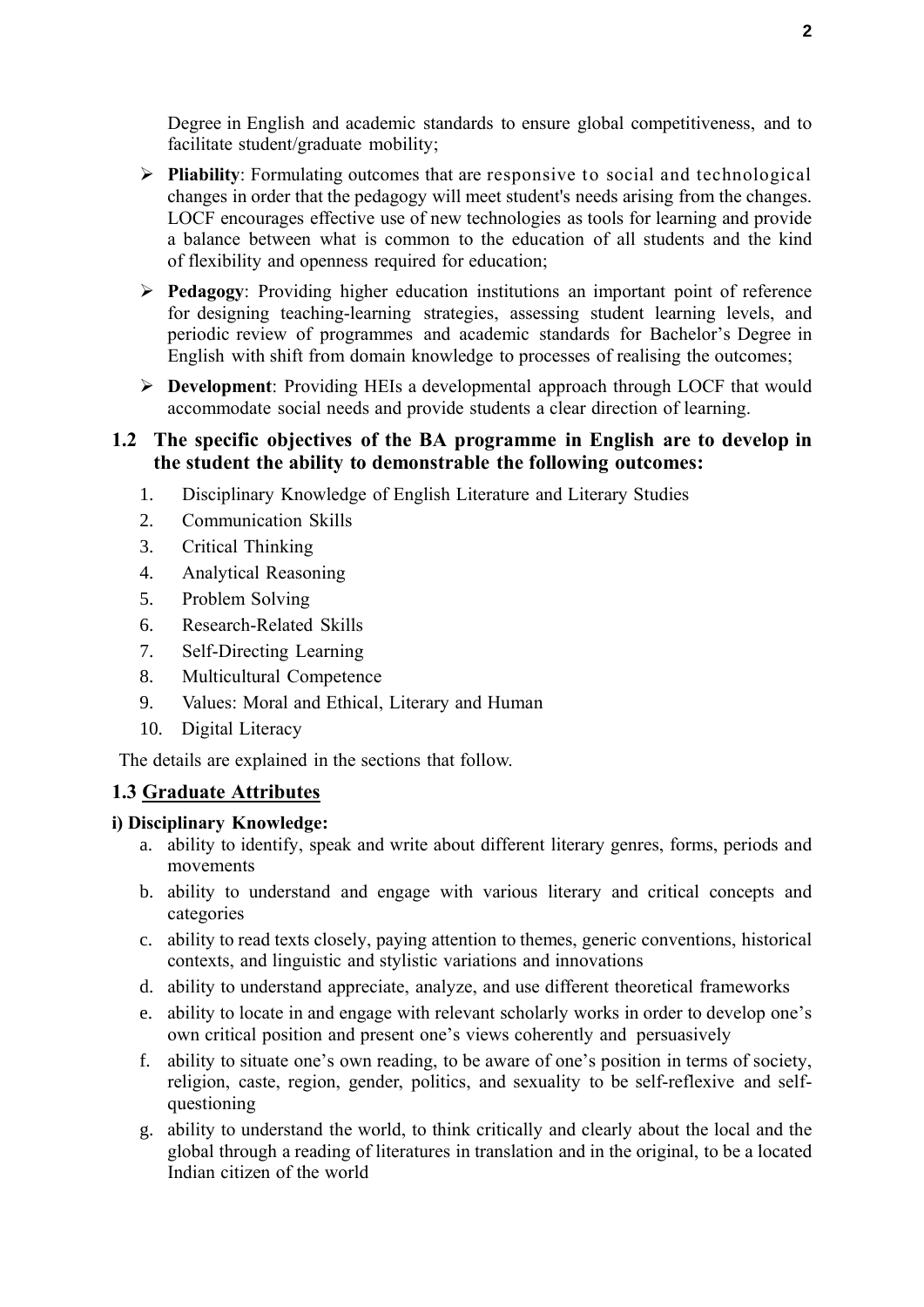Degree in English and academic standards to ensure global competitiveness, and to facilitate student/graduate mobility;

- **Pliability**: Formulating outcomes that are responsive to social and technological changes in order that the pedagogy will meet student's needs arising from the changes. LOCF encourages effective use of new technologies as tools for learning and provide a balance between what is common to the education of all students and the kind of flexibility and openness required for education;
- **Pedagogy**: Providing higher education institutions an important point of reference for designing teaching-learning strategies, assessing student learning levels, and periodic review of programmes and academic standards for Bachelor's Degree in English with shift from domain knowledge to processes of realising the outcomes;
- **Development**: Providing HEIs a developmental approach through LOCF that would accommodate social needs and provide students a clear direction of learning.

## 1.2 The specific objectives of the BA programme in English are to develop in the student the ability to demonstrable the following outcomes:

1. Disciplinary Knowledge of English Literature and Literary Studies
2. Communication Skills
3. Critical Thinking
4. Analytical Reasoning
5. Problem Solving
6. Research-Related Skills
7. Self-Directing Learning
8. Multicultural Competence
9. Values: Moral and Ethical, Literary and Human
10. Digital Literacy

The details are explained in the sections that follow.

## 1.3 Graduate Attributes

**i) Disciplinary Knowledge:**

a. ability to identify, speak and write about different literary genres, forms, periods and movements
b. ability to understand and engage with various literary and critical concepts and categories
c. ability to read texts closely, paying attention to themes, generic conventions, historical contexts, and linguistic and stylistic variations and innovations
d. ability to understand appreciate, analyze, and use different theoretical frameworks
e. ability to locate in and engage with relevant scholarly works in order to develop one's own critical position and present one's views coherently and persuasively
f. ability to situate one's own reading, to be aware of one's position in terms of society, religion, caste, region, gender, politics, and sexuality to be self-reflexive and self-questioning
g. ability to understand the world, to think critically and clearly about the local and the global through a reading of literatures in translation and in the original, to be a located Indian citizen of the world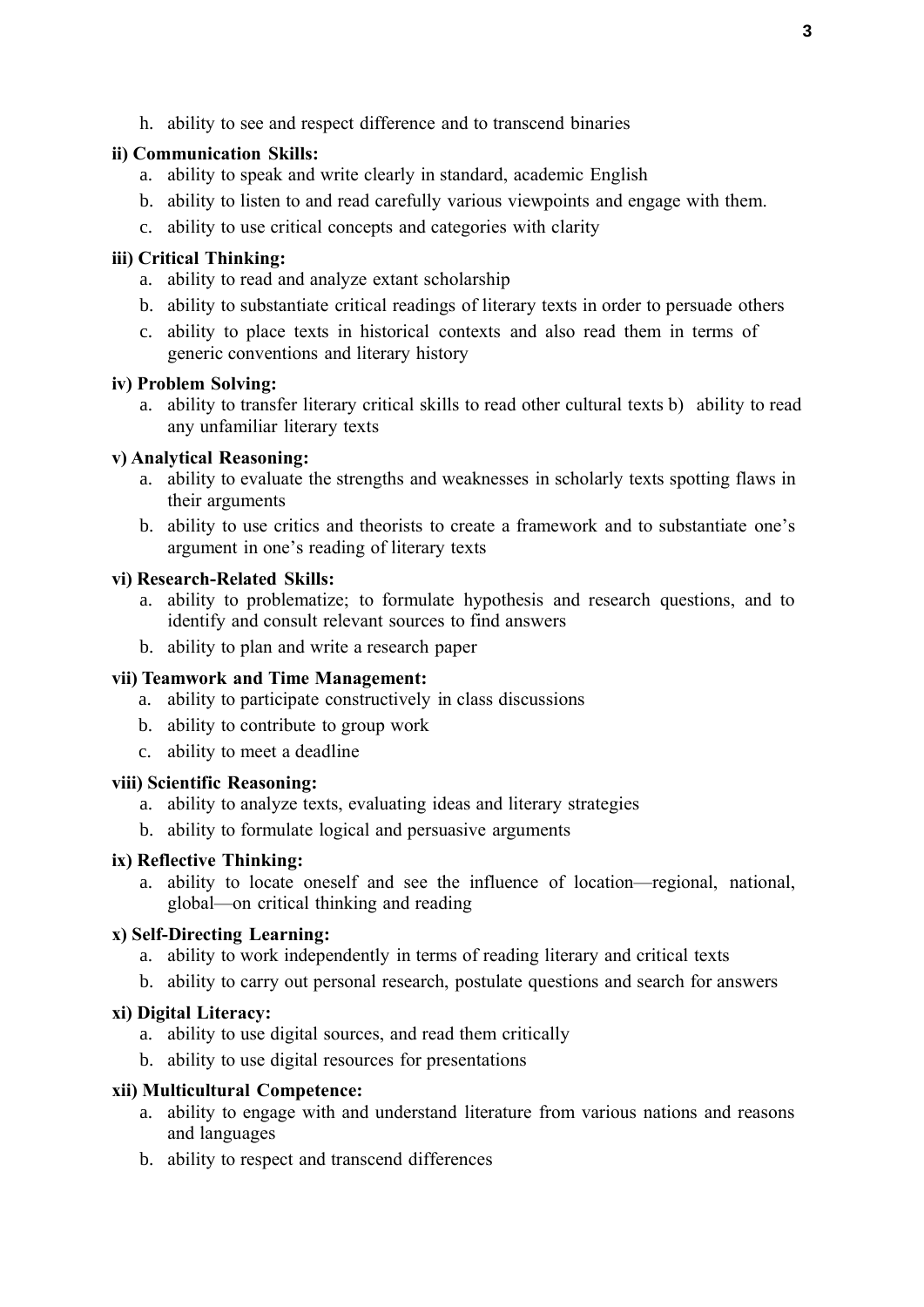h. ability to see and respect difference and to transcend binaries

**ii) Communication Skills:**

a. ability to speak and write clearly in standard, academic English

b. ability to listen to and read carefully various viewpoints and engage with them.

c. ability to use critical concepts and categories with clarity

**iii) Critical Thinking:**

a. ability to read and analyze extant scholarship

b. ability to substantiate critical readings of literary texts in order to persuade others

c. ability to place texts in historical contexts and also read them in terms of generic conventions and literary history

**iv) Problem Solving:**

a. ability to transfer literary critical skills to read other cultural texts b) ability to read any unfamiliar literary texts

**v) Analytical Reasoning:**

a. ability to evaluate the strengths and weaknesses in scholarly texts spotting flaws in their arguments

b. ability to use critics and theorists to create a framework and to substantiate one's argument in one's reading of literary texts

**vi) Research-Related Skills:**

a. ability to problematize; to formulate hypothesis and research questions, and to identify and consult relevant sources to find answers

b. ability to plan and write a research paper

**vii) Teamwork and Time Management:**

a. ability to participate constructively in class discussions

b. ability to contribute to group work

c. ability to meet a deadline

**viii) Scientific Reasoning:**

a. ability to analyze texts, evaluating ideas and literary strategies

b. ability to formulate logical and persuasive arguments

**ix) Reflective Thinking:**

a. ability to locate oneself and see the influence of location—regional, national, global—on critical thinking and reading

**x) Self-Directing Learning:**

a. ability to work independently in terms of reading literary and critical texts

b. ability to carry out personal research, postulate questions and search for answers

**xi) Digital Literacy:**

a. ability to use digital sources, and read them critically

b. ability to use digital resources for presentations

**xii) Multicultural Competence:**

a. ability to engage with and understand literature from various nations and reasons and languages

b. ability to respect and transcend differences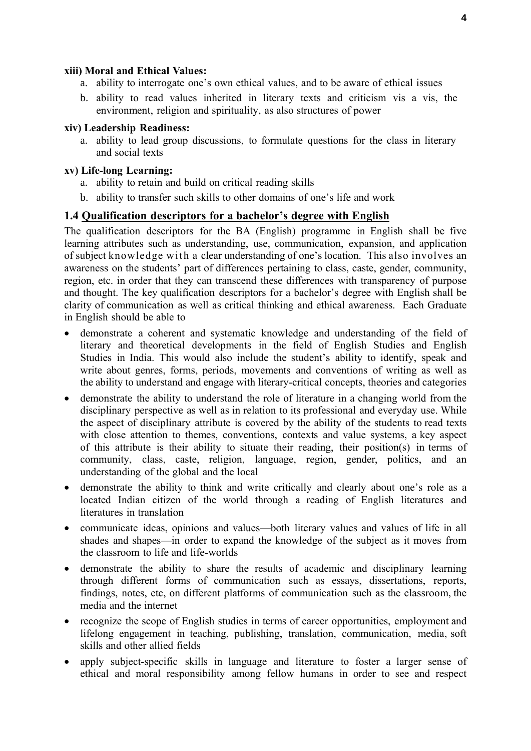**xiii) Moral and Ethical Values:**

a. ability to interrogate one's own ethical values, and to be aware of ethical issues
b. ability to read values inherited in literary texts and criticism vis a vis, the environment, religion and spirituality, as also structures of power

**xiv) Leadership Readiness:**

a. ability to lead group discussions, to formulate questions for the class in literary and social texts

**xv) Life-long Learning:**

a. ability to retain and build on critical reading skills
b. ability to transfer such skills to other domains of one's life and work

## 1.4 Qualification descriptors for a bachelor's degree with English

The qualification descriptors for the BA (English) programme in English shall be five learning attributes such as understanding, use, communication, expansion, and application of subject knowledge with a clear understanding of one's location. This also involves an awareness on the students' part of differences pertaining to class, caste, gender, community, region, etc. in order that they can transcend these differences with transparency of purpose and thought. The key qualification descriptors for a bachelor's degree with English shall be clarity of communication as well as critical thinking and ethical awareness. Each Graduate in English should be able to

- demonstrate a coherent and systematic knowledge and understanding of the field of literary and theoretical developments in the field of English Studies and English Studies in India. This would also include the student's ability to identify, speak and write about genres, forms, periods, movements and conventions of writing as well as the ability to understand and engage with literary-critical concepts, theories and categories
- demonstrate the ability to understand the role of literature in a changing world from the disciplinary perspective as well as in relation to its professional and everyday use. While the aspect of disciplinary attribute is covered by the ability of the students to read texts with close attention to themes, conventions, contexts and value systems, a key aspect of this attribute is their ability to situate their reading, their position(s) in terms of community, class, caste, religion, language, region, gender, politics, and an understanding of the global and the local
- demonstrate the ability to think and write critically and clearly about one's role as a located Indian citizen of the world through a reading of English literatures and literatures in translation
- communicate ideas, opinions and values—both literary values and values of life in all shades and shapes—in order to expand the knowledge of the subject as it moves from the classroom to life and life-worlds
- demonstrate the ability to share the results of academic and disciplinary learning through different forms of communication such as essays, dissertations, reports, findings, notes, etc, on different platforms of communication such as the classroom, the media and the internet
- recognize the scope of English studies in terms of career opportunities, employment and lifelong engagement in teaching, publishing, translation, communication, media, soft skills and other allied fields
- apply subject-specific skills in language and literature to foster a larger sense of ethical and moral responsibility among fellow humans in order to see and respect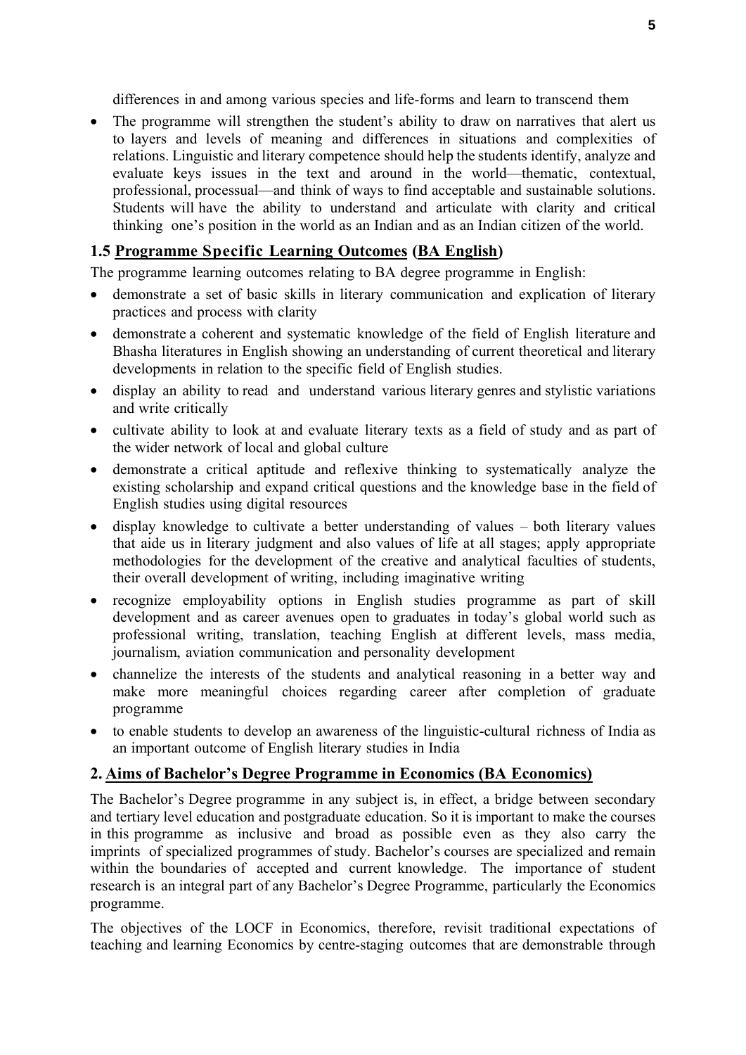differences in and among various species and life-forms and learn to transcend them

- The programme will strengthen the student's ability to draw on narratives that alert us to layers and levels of meaning and differences in situations and complexities of relations. Linguistic and literary competence should help the students identify, analyze and evaluate keys issues in the text and around in the world—thematic, contextual, professional, processual—and think of ways to find acceptable and sustainable solutions. Students will have the ability to understand and articulate with clarity and critical thinking one's position in the world as an Indian and as an Indian citizen of the world.

### 1.5 Programme Specific Learning Outcomes (BA English)

The programme learning outcomes relating to BA degree programme in English:

- demonstrate a set of basic skills in literary communication and explication of literary practices and process with clarity
- demonstrate a coherent and systematic knowledge of the field of English literature and Bhasha literatures in English showing an understanding of current theoretical and literary developments in relation to the specific field of English studies.
- display an ability to read and understand various literary genres and stylistic variations and write critically
- cultivate ability to look at and evaluate literary texts as a field of study and as part of the wider network of local and global culture
- demonstrate a critical aptitude and reflexive thinking to systematically analyze the existing scholarship and expand critical questions and the knowledge base in the field of English studies using digital resources
- display knowledge to cultivate a better understanding of values – both literary values that aide us in literary judgment and also values of life at all stages; apply appropriate methodologies for the development of the creative and analytical faculties of students, their overall development of writing, including imaginative writing
- recognize employability options in English studies programme as part of skill development and as career avenues open to graduates in today's global world such as professional writing, translation, teaching English at different levels, mass media, journalism, aviation communication and personality development
- channelize the interests of the students and analytical reasoning in a better way and make more meaningful choices regarding career after completion of graduate programme
- to enable students to develop an awareness of the linguistic-cultural richness of India as an important outcome of English literary studies in India

## 2. Aims of Bachelor's Degree Programme in Economics (BA Economics)

The Bachelor's Degree programme in any subject is, in effect, a bridge between secondary and tertiary level education and postgraduate education. So it is important to make the courses in this programme as inclusive and broad as possible even as they also carry the imprints of specialized programmes of study. Bachelor's courses are specialized and remain within the boundaries of accepted and current knowledge. The importance of student research is an integral part of any Bachelor's Degree Programme, particularly the Economics programme.

The objectives of the LOCF in Economics, therefore, revisit traditional expectations of teaching and learning Economics by centre-staging outcomes that are demonstrable through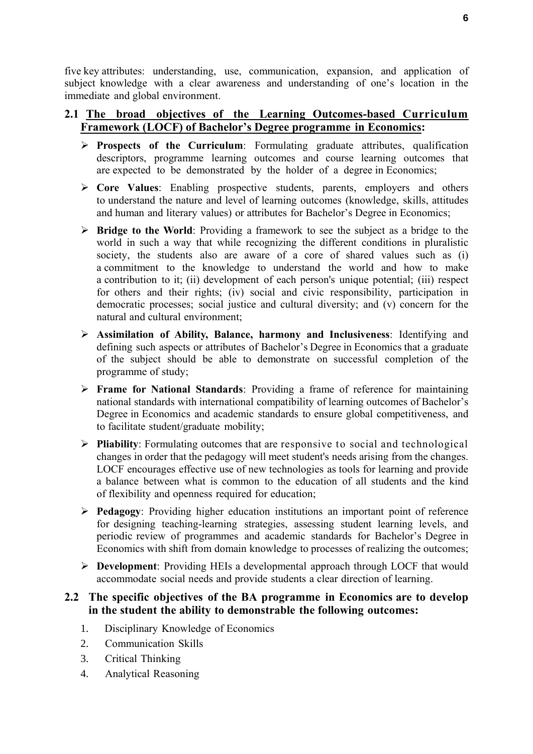five key attributes: understanding, use, communication, expansion, and application of subject knowledge with a clear awareness and understanding of one's location in the immediate and global environment.

## 2.1 The broad objectives of the Learning Outcomes-based Curriculum Framework (LOCF) of Bachelor's Degree programme in Economics:

- **Prospects of the Curriculum**: Formulating graduate attributes, qualification descriptors, programme learning outcomes and course learning outcomes that are expected to be demonstrated by the holder of a degree in Economics;
- **Core Values**: Enabling prospective students, parents, employers and others to understand the nature and level of learning outcomes (knowledge, skills, attitudes and human and literary values) or attributes for Bachelor's Degree in Economics;
- **Bridge to the World**: Providing a framework to see the subject as a bridge to the world in such a way that while recognizing the different conditions in pluralistic society, the students also are aware of a core of shared values such as (i) a commitment to the knowledge to understand the world and how to make a contribution to it; (ii) development of each person's unique potential; (iii) respect for others and their rights; (iv) social and civic responsibility, participation in democratic processes; social justice and cultural diversity; and (v) concern for the natural and cultural environment;
- **Assimilation of Ability, Balance, harmony and Inclusiveness**: Identifying and defining such aspects or attributes of Bachelor's Degree in Economics that a graduate of the subject should be able to demonstrate on successful completion of the programme of study;
- **Frame for National Standards**: Providing a frame of reference for maintaining national standards with international compatibility of learning outcomes of Bachelor's Degree in Economics and academic standards to ensure global competitiveness, and to facilitate student/graduate mobility;
- **Pliability**: Formulating outcomes that are responsive to social and technological changes in order that the pedagogy will meet student's needs arising from the changes. LOCF encourages effective use of new technologies as tools for learning and provide a balance between what is common to the education of all students and the kind of flexibility and openness required for education;
- **Pedagogy**: Providing higher education institutions an important point of reference for designing teaching-learning strategies, assessing student learning levels, and periodic review of programmes and academic standards for Bachelor's Degree in Economics with shift from domain knowledge to processes of realizing the outcomes;
- **Development**: Providing HEIs a developmental approach through LOCF that would accommodate social needs and provide students a clear direction of learning.

## 2.2 The specific objectives of the BA programme in Economics are to develop in the student the ability to demonstrable the following outcomes:

1. Disciplinary Knowledge of Economics
2. Communication Skills
3. Critical Thinking
4. Analytical Reasoning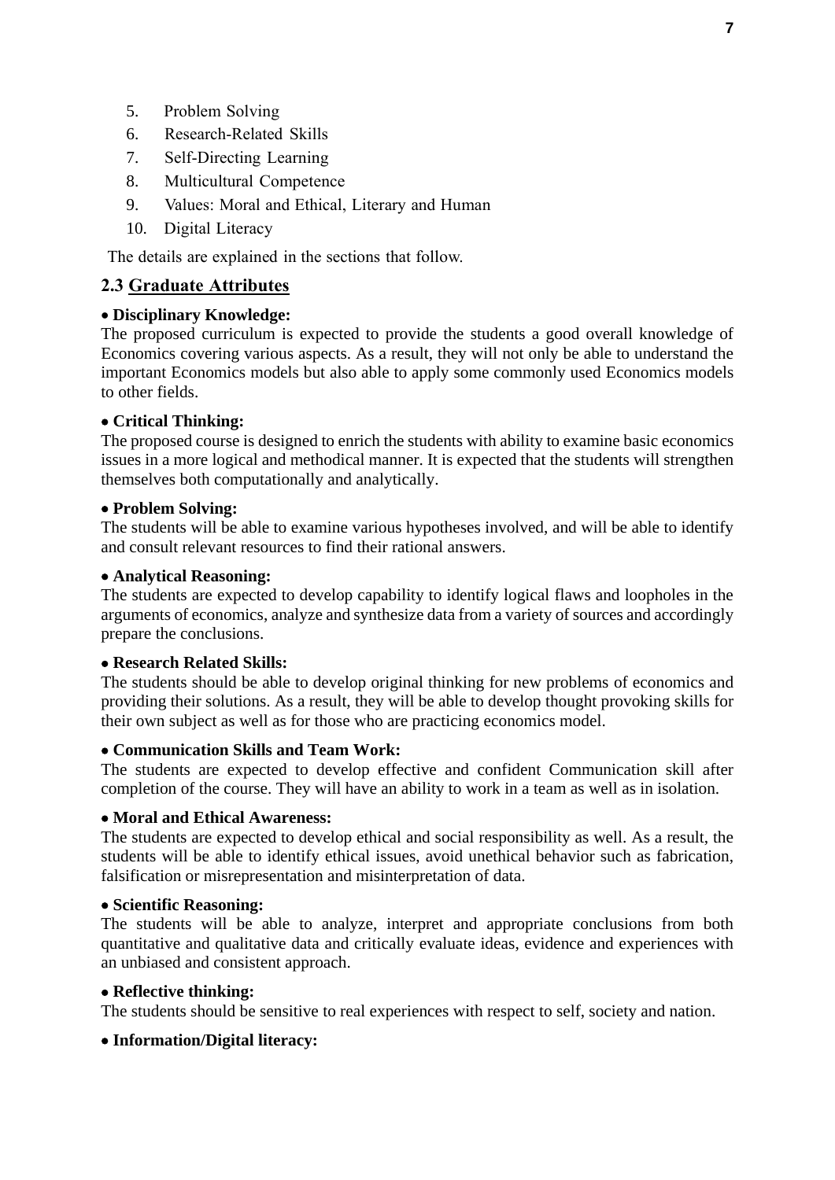5. Problem Solving
6. Research-Related Skills
7. Self-Directing Learning
8. Multicultural Competence
9. Values: Moral and Ethical, Literary and Human
10. Digital Literacy

The details are explained in the sections that follow.

## 2.3 Graduate Attributes

- **Disciplinary Knowledge:**

The proposed curriculum is expected to provide the students a good overall knowledge of Economics covering various aspects. As a result, they will not only be able to understand the important Economics models but also able to apply some commonly used Economics models to other fields.

- **Critical Thinking:**

The proposed course is designed to enrich the students with ability to examine basic economics issues in a more logical and methodical manner. It is expected that the students will strengthen themselves both computationally and analytically.

- **Problem Solving:**

The students will be able to examine various hypotheses involved, and will be able to identify and consult relevant resources to find their rational answers.

- **Analytical Reasoning:**

The students are expected to develop capability to identify logical flaws and loopholes in the arguments of economics, analyze and synthesize data from a variety of sources and accordingly prepare the conclusions.

- **Research Related Skills:**

The students should be able to develop original thinking for new problems of economics and providing their solutions. As a result, they will be able to develop thought provoking skills for their own subject as well as for those who are practicing economics model.

- **Communication Skills and Team Work:**

The students are expected to develop effective and confident Communication skill after completion of the course. They will have an ability to work in a team as well as in isolation.

- **Moral and Ethical Awareness:**

The students are expected to develop ethical and social responsibility as well. As a result, the students will be able to identify ethical issues, avoid unethical behavior such as fabrication, falsification or misrepresentation and misinterpretation of data.

- **Scientific Reasoning:**

The students will be able to analyze, interpret and appropriate conclusions from both quantitative and qualitative data and critically evaluate ideas, evidence and experiences with an unbiased and consistent approach.

- **Reflective thinking:**

The students should be sensitive to real experiences with respect to self, society and nation.

- **Information/Digital literacy:**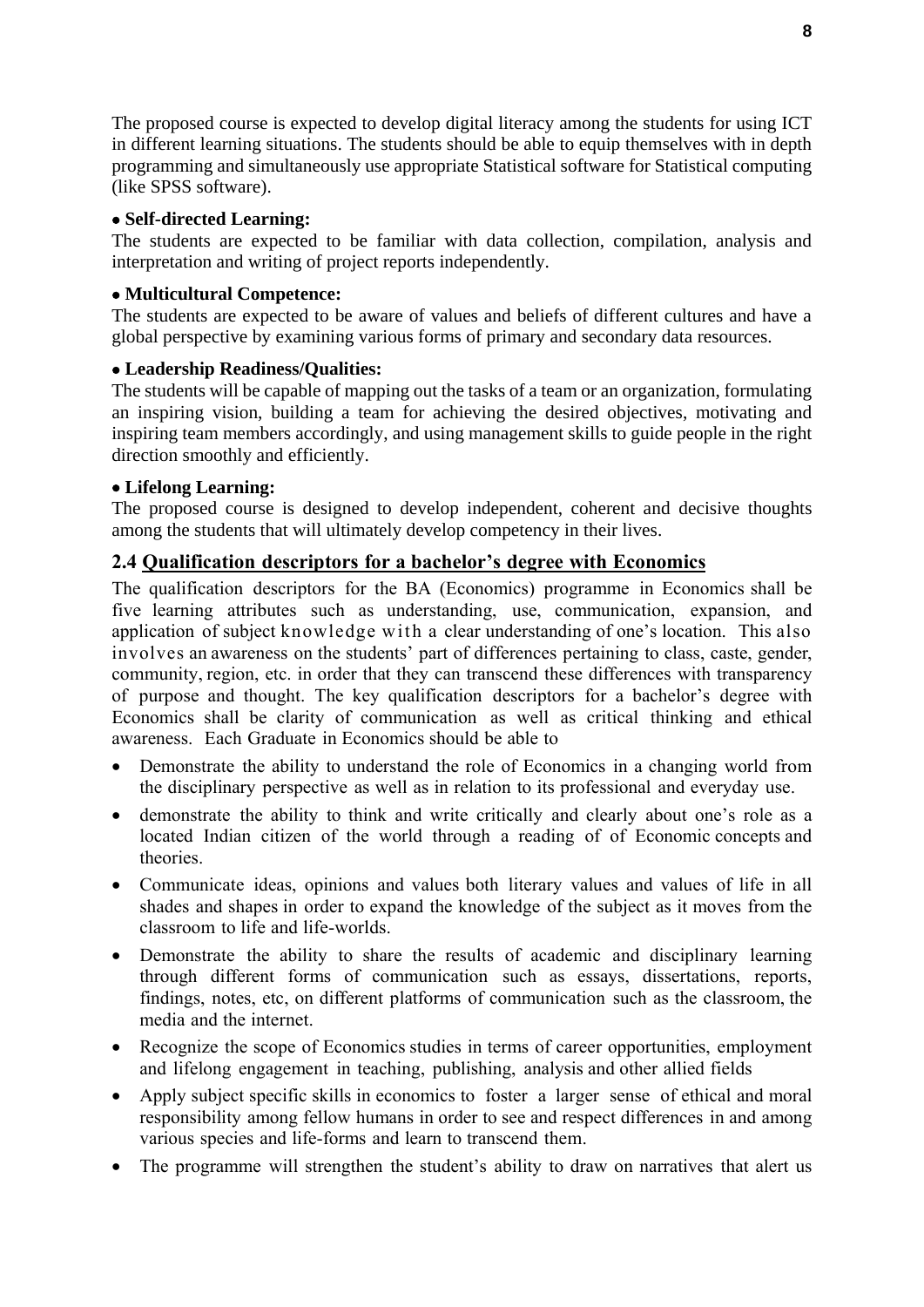The proposed course is expected to develop digital literacy among the students for using ICT in different learning situations. The students should be able to equip themselves with in depth programming and simultaneously use appropriate Statistical software for Statistical computing (like SPSS software).

- **Self-directed Learning:**

The students are expected to be familiar with data collection, compilation, analysis and interpretation and writing of project reports independently.

- **Multicultural Competence:**

The students are expected to be aware of values and beliefs of different cultures and have a global perspective by examining various forms of primary and secondary data resources.

- **Leadership Readiness/Qualities:**

The students will be capable of mapping out the tasks of a team or an organization, formulating an inspiring vision, building a team for achieving the desired objectives, motivating and inspiring team members accordingly, and using management skills to guide people in the right direction smoothly and efficiently.

- **Lifelong Learning:**

The proposed course is designed to develop independent, coherent and decisive thoughts among the students that will ultimately develop competency in their lives.

## 2.4 Qualification descriptors for a bachelor's degree with Economics

The qualification descriptors for the BA (Economics) programme in Economics shall be five learning attributes such as understanding, use, communication, expansion, and application of subject knowledge with a clear understanding of one's location. This also involves an awareness on the students' part of differences pertaining to class, caste, gender, community, region, etc. in order that they can transcend these differences with transparency of purpose and thought. The key qualification descriptors for a bachelor's degree with Economics shall be clarity of communication as well as critical thinking and ethical awareness. Each Graduate in Economics should be able to

- Demonstrate the ability to understand the role of Economics in a changing world from the disciplinary perspective as well as in relation to its professional and everyday use.
- demonstrate the ability to think and write critically and clearly about one's role as a located Indian citizen of the world through a reading of of Economic concepts and theories.
- Communicate ideas, opinions and values both literary values and values of life in all shades and shapes in order to expand the knowledge of the subject as it moves from the classroom to life and life-worlds.
- Demonstrate the ability to share the results of academic and disciplinary learning through different forms of communication such as essays, dissertations, reports, findings, notes, etc, on different platforms of communication such as the classroom, the media and the internet.
- Recognize the scope of Economics studies in terms of career opportunities, employment and lifelong engagement in teaching, publishing, analysis and other allied fields
- Apply subject specific skills in economics to foster a larger sense of ethical and moral responsibility among fellow humans in order to see and respect differences in and among various species and life-forms and learn to transcend them.
- The programme will strengthen the student's ability to draw on narratives that alert us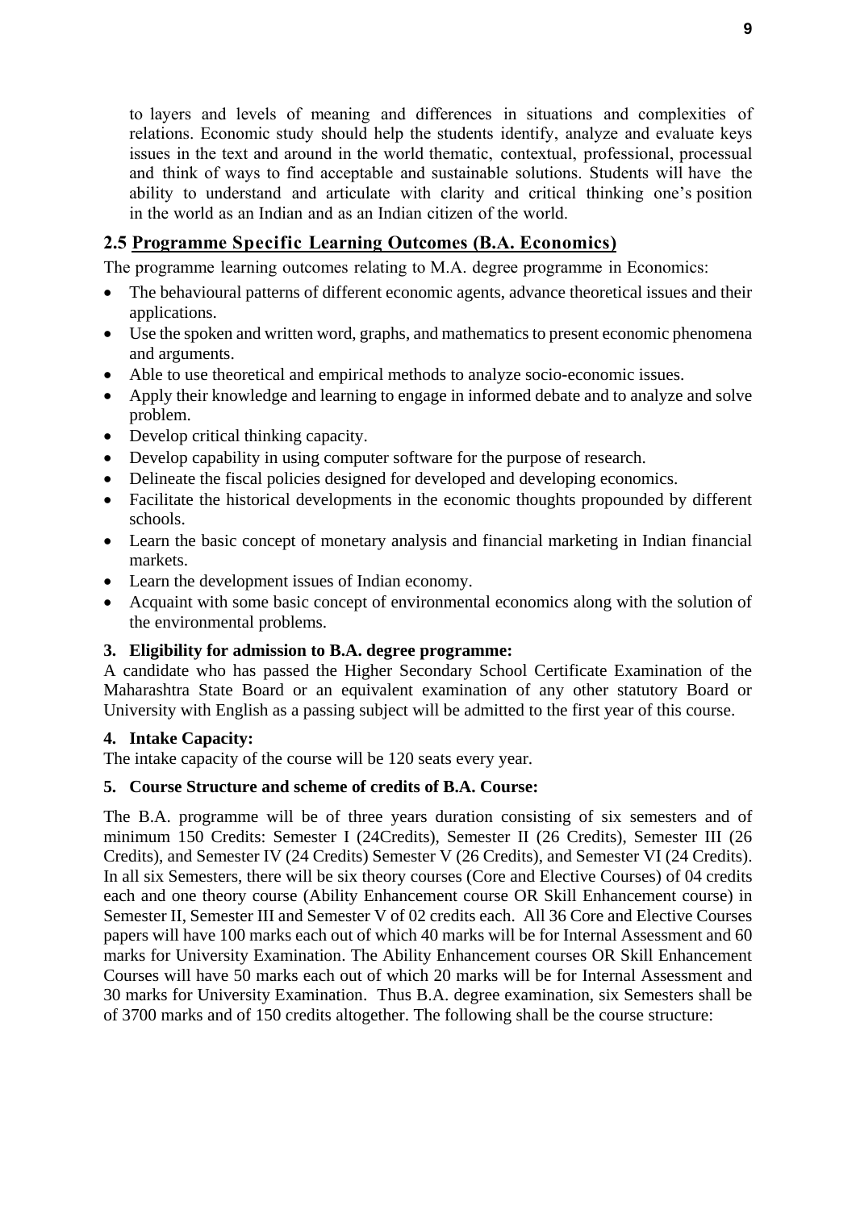to layers and levels of meaning and differences in situations and complexities of relations. Economic study should help the students identify, analyze and evaluate keys issues in the text and around in the world thematic, contextual, professional, processual and think of ways to find acceptable and sustainable solutions. Students will have the ability to understand and articulate with clarity and critical thinking one's position in the world as an Indian and as an Indian citizen of the world.

## 2.5 Programme Specific Learning Outcomes (B.A. Economics)

The programme learning outcomes relating to M.A. degree programme in Economics:

- The behavioural patterns of different economic agents, advance theoretical issues and their applications.
- Use the spoken and written word, graphs, and mathematics to present economic phenomena and arguments.
- Able to use theoretical and empirical methods to analyze socio-economic issues.
- Apply their knowledge and learning to engage in informed debate and to analyze and solve problem.
- Develop critical thinking capacity.
- Develop capability in using computer software for the purpose of research.
- Delineate the fiscal policies designed for developed and developing economics.
- Facilitate the historical developments in the economic thoughts propounded by different schools.
- Learn the basic concept of monetary analysis and financial marketing in Indian financial markets.
- Learn the development issues of Indian economy.
- Acquaint with some basic concept of environmental economics along with the solution of the environmental problems.

### 3. Eligibility for admission to B.A. degree programme:

A candidate who has passed the Higher Secondary School Certificate Examination of the Maharashtra State Board or an equivalent examination of any other statutory Board or University with English as a passing subject will be admitted to the first year of this course.

### 4. Intake Capacity:

The intake capacity of the course will be 120 seats every year.

### 5. Course Structure and scheme of credits of B.A. Course:

The B.A. programme will be of three years duration consisting of six semesters and of minimum 150 Credits: Semester I (24Credits), Semester II (26 Credits), Semester III (26 Credits), and Semester IV (24 Credits) Semester V (26 Credits), and Semester VI (24 Credits). In all six Semesters, there will be six theory courses (Core and Elective Courses) of 04 credits each and one theory course (Ability Enhancement course OR Skill Enhancement course) in Semester II, Semester III and Semester V of 02 credits each. All 36 Core and Elective Courses papers will have 100 marks each out of which 40 marks will be for Internal Assessment and 60 marks for University Examination. The Ability Enhancement courses OR Skill Enhancement Courses will have 50 marks each out of which 20 marks will be for Internal Assessment and 30 marks for University Examination. Thus B.A. degree examination, six Semesters shall be of 3700 marks and of 150 credits altogether. The following shall be the course structure: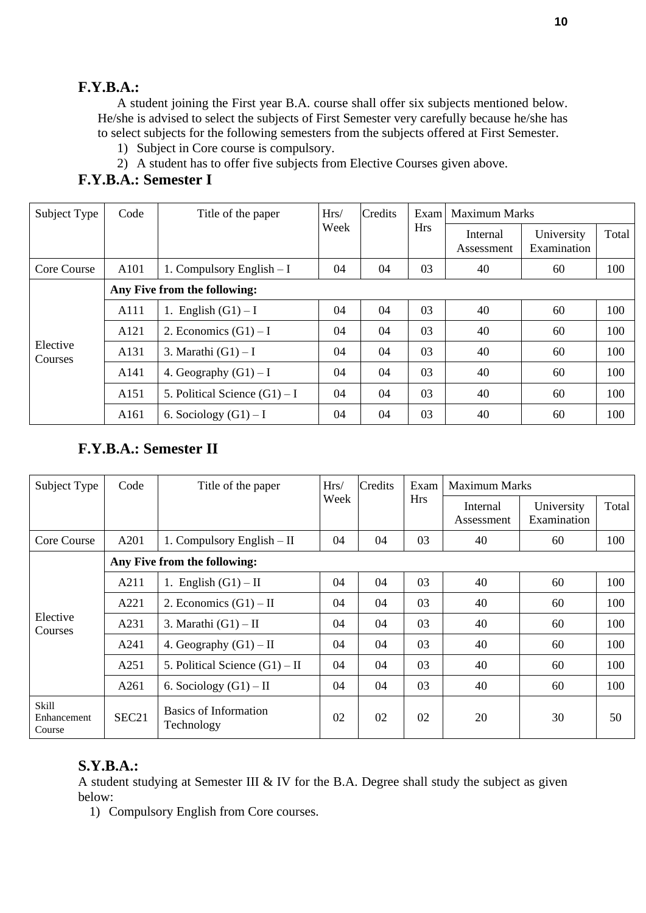## F.Y.B.A.:

A student joining the First year B.A. course shall offer six subjects mentioned below. He/she is advised to select the subjects of First Semester very carefully because he/she has to select subjects for the following semesters from the subjects offered at First Semester.

1) Subject in Core course is compulsory.
2) A student has to offer five subjects from Elective Courses given above.

## F.Y.B.A.: Semester I

| Subject Type | Code | Title of the paper | Hrs/ Week | Credits | Exam Hrs | Maximum Marks | | |
|---|---|---|---|---|---|---|---|---|
| | | | | | | Internal Assessment | University Examination | Total |
| Core Course | A101 | 1. Compulsory English – I | 04 | 04 | 03 | 40 | 60 | 100 |
| Elective Courses | **Any Five from the following:** | | | | | | | |
| | A111 | 1. English (G1) – I | 04 | 04 | 03 | 40 | 60 | 100 |
| | A121 | 2. Economics (G1) – I | 04 | 04 | 03 | 40 | 60 | 100 |
| | A131 | 3. Marathi (G1) – I | 04 | 04 | 03 | 40 | 60 | 100 |
| | A141 | 4. Geography (G1) – I | 04 | 04 | 03 | 40 | 60 | 100 |
| | A151 | 5. Political Science (G1) – I | 04 | 04 | 03 | 40 | 60 | 100 |
| | A161 | 6. Sociology (G1) – I | 04 | 04 | 03 | 40 | 60 | 100 |

## F.Y.B.A.: Semester II

| Subject Type | Code | Title of the paper | Hrs/ Week | Credits | Exam Hrs | Maximum Marks | | |
|---|---|---|---|---|---|---|---|---|
| | | | | | | Internal Assessment | University Examination | Total |
| Core Course | A201 | 1. Compulsory English – II | 04 | 04 | 03 | 40 | 60 | 100 |
| Elective Courses | **Any Five from the following:** | | | | | | | |
| | A211 | 1. English (G1) – II | 04 | 04 | 03 | 40 | 60 | 100 |
| | A221 | 2. Economics (G1) – II | 04 | 04 | 03 | 40 | 60 | 100 |
| | A231 | 3. Marathi (G1) – II | 04 | 04 | 03 | 40 | 60 | 100 |
| | A241 | 4. Geography (G1) – II | 04 | 04 | 03 | 40 | 60 | 100 |
| | A251 | 5. Political Science (G1) – II | 04 | 04 | 03 | 40 | 60 | 100 |
| | A261 | 6. Sociology (G1) – II | 04 | 04 | 03 | 40 | 60 | 100 |
| Skill Enhancement Course | SEC21 | Basics of Information Technology | 02 | 02 | 02 | 20 | 30 | 50 |

## S.Y.B.A.:

A student studying at Semester III & IV for the B.A. Degree shall study the subject as given below:

1) Compulsory English from Core courses.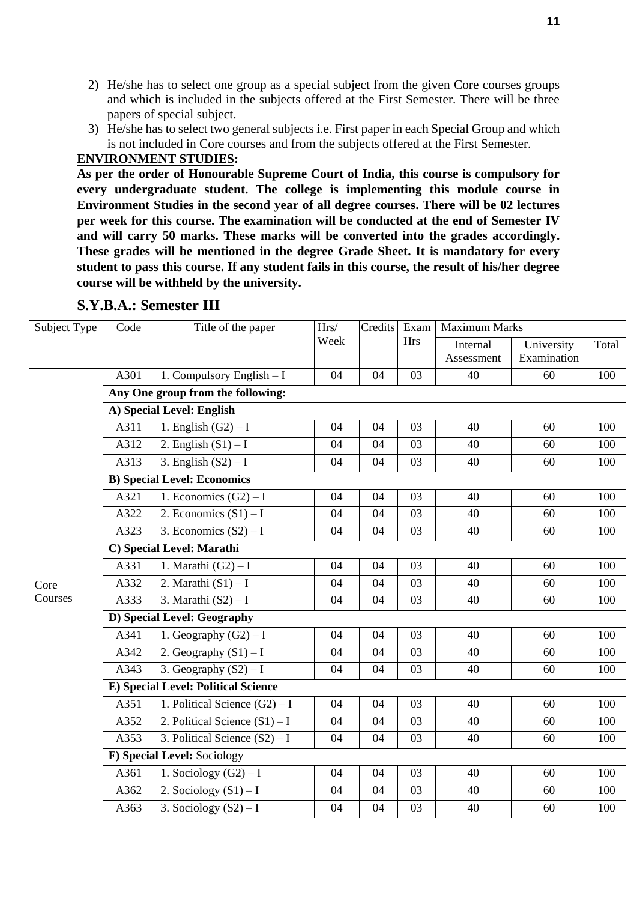2) He/she has to select one group as a special subject from the given Core courses groups and which is included in the subjects offered at the First Semester. There will be three papers of special subject.
3) He/she has to select two general subjects i.e. First paper in each Special Group and which is not included in Core courses and from the subjects offered at the First Semester.

**ENVIRONMENT STUDIES:**

**As per the order of Honourable Supreme Court of India, this course is compulsory for every undergraduate student. The college is implementing this module course in Environment Studies in the second year of all degree courses. There will be 02 lectures per week for this course. The examination will be conducted at the end of Semester IV and will carry 50 marks. These marks will be converted into the grades accordingly. These grades will be mentioned in the degree Grade Sheet. It is mandatory for every student to pass this course. If any student fails in this course, the result of his/her degree course will be withheld by the university.**

## S.Y.B.A.: Semester III

| Subject Type | Code | Title of the paper | Hrs/ Week | Credits | Exam Hrs | Maximum Marks | | |
|---|---|---|---|---|---|---|---|---|
| | | | | | | Internal Assessment | University Examination | Total |
| Core Courses | A301 | 1. Compulsory English – I | 04 | 04 | 03 | 40 | 60 | 100 |
| | **Any One group from the following:** | | | | | | | |
| | **A) Special Level: English** | | | | | | | |
| | A311 | 1. English (G2) – I | 04 | 04 | 03 | 40 | 60 | 100 |
| | A312 | 2. English (S1) – I | 04 | 04 | 03 | 40 | 60 | 100 |
| | A313 | 3. English (S2) – I | 04 | 04 | 03 | 40 | 60 | 100 |
| | **B) Special Level: Economics** | | | | | | | |
| | A321 | 1. Economics (G2) – I | 04 | 04 | 03 | 40 | 60 | 100 |
| | A322 | 2. Economics (S1) – I | 04 | 04 | 03 | 40 | 60 | 100 |
| | A323 | 3. Economics (S2) – I | 04 | 04 | 03 | 40 | 60 | 100 |
| | **C) Special Level: Marathi** | | | | | | | |
| | A331 | 1. Marathi (G2) – I | 04 | 04 | 03 | 40 | 60 | 100 |
| | A332 | 2. Marathi (S1) – I | 04 | 04 | 03 | 40 | 60 | 100 |
| | A333 | 3. Marathi (S2) – I | 04 | 04 | 03 | 40 | 60 | 100 |
| | **D) Special Level: Geography** | | | | | | | |
| | A341 | 1. Geography (G2) – I | 04 | 04 | 03 | 40 | 60 | 100 |
| | A342 | 2. Geography (S1) – I | 04 | 04 | 03 | 40 | 60 | 100 |
| | A343 | 3. Geography (S2) – I | 04 | 04 | 03 | 40 | 60 | 100 |
| | **E) Special Level: Political Science** | | | | | | | |
| | A351 | 1. Political Science (G2) – I | 04 | 04 | 03 | 40 | 60 | 100 |
| | A352 | 2. Political Science (S1) – I | 04 | 04 | 03 | 40 | 60 | 100 |
| | A353 | 3. Political Science (S2) – I | 04 | 04 | 03 | 40 | 60 | 100 |
| | **F) Special Level:** Sociology | | | | | | | |
| | A361 | 1. Sociology (G2) – I | 04 | 04 | 03 | 40 | 60 | 100 |
| | A362 | 2. Sociology (S1) – I | 04 | 04 | 03 | 40 | 60 | 100 |
| | A363 | 3. Sociology (S2) – I | 04 | 04 | 03 | 40 | 60 | 100 |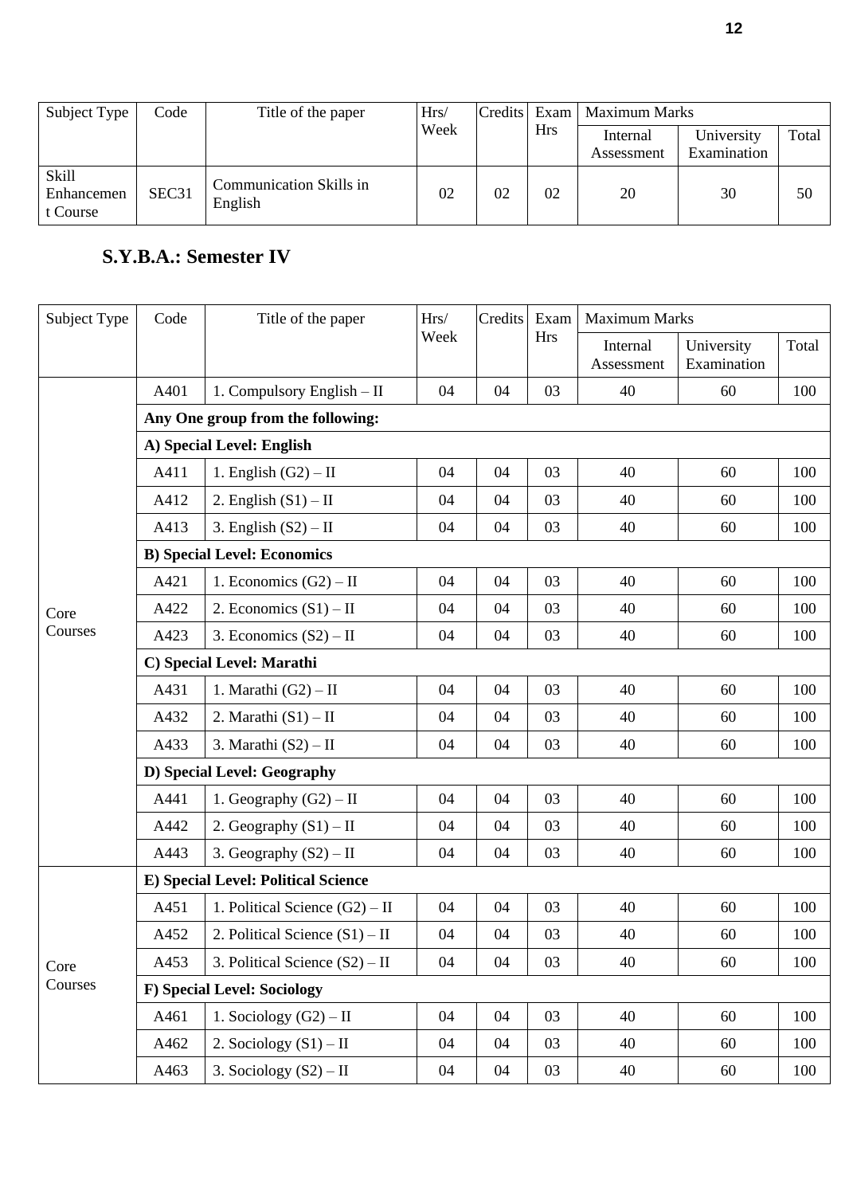| Subject Type | Code | Title of the paper | Hrs/ Week | Credits | Exam Hrs | Maximum Marks | | |
|---|---|---|---|---|---|---|---|---|
| | | | | | | Internal Assessment | University Examination | Total |
| Skill Enhancement Course | SEC31 | Communication Skills in English | 02 | 02 | 02 | 20 | 30 | 50 |

## S.Y.B.A.: Semester IV

| Subject Type | Code | Title of the paper | Hrs/ Week | Credits | Exam Hrs | Maximum Marks | | |
|---|---|---|---|---|---|---|---|---|
| | | | | | | Internal Assessment | University Examination | Total |
| Core Courses | A401 | 1. Compulsory English – II | 04 | 04 | 03 | 40 | 60 | 100 |
| | **Any One group from the following:** | | | | | | | |
| | **A) Special Level: English** | | | | | | | |
| | A411 | 1. English (G2) – II | 04 | 04 | 03 | 40 | 60 | 100 |
| | A412 | 2. English (S1) – II | 04 | 04 | 03 | 40 | 60 | 100 |
| | A413 | 3. English (S2) – II | 04 | 04 | 03 | 40 | 60 | 100 |
| | **B) Special Level: Economics** | | | | | | | |
| | A421 | 1. Economics (G2) – II | 04 | 04 | 03 | 40 | 60 | 100 |
| | A422 | 2. Economics (S1) – II | 04 | 04 | 03 | 40 | 60 | 100 |
| | A423 | 3. Economics (S2) – II | 04 | 04 | 03 | 40 | 60 | 100 |
| | **C) Special Level: Marathi** | | | | | | | |
| | A431 | 1. Marathi (G2) – II | 04 | 04 | 03 | 40 | 60 | 100 |
| | A432 | 2. Marathi (S1) – II | 04 | 04 | 03 | 40 | 60 | 100 |
| | A433 | 3. Marathi (S2) – II | 04 | 04 | 03 | 40 | 60 | 100 |
| | **D) Special Level: Geography** | | | | | | | |
| | A441 | 1. Geography (G2) – II | 04 | 04 | 03 | 40 | 60 | 100 |
| | A442 | 2. Geography (S1) – II | 04 | 04 | 03 | 40 | 60 | 100 |
| | A443 | 3. Geography (S2) – II | 04 | 04 | 03 | 40 | 60 | 100 |
| Core Courses | **E) Special Level: Political Science** | | | | | | | |
| | A451 | 1. Political Science (G2) – II | 04 | 04 | 03 | 40 | 60 | 100 |
| | A452 | 2. Political Science (S1) – II | 04 | 04 | 03 | 40 | 60 | 100 |
| | A453 | 3. Political Science (S2) – II | 04 | 04 | 03 | 40 | 60 | 100 |
| | **F) Special Level: Sociology** | | | | | | | |
| | A461 | 1. Sociology (G2) – II | 04 | 04 | 03 | 40 | 60 | 100 |
| | A462 | 2. Sociology (S1) – II | 04 | 04 | 03 | 40 | 60 | 100 |
| | A463 | 3. Sociology (S2) – II | 04 | 04 | 03 | 40 | 60 | 100 |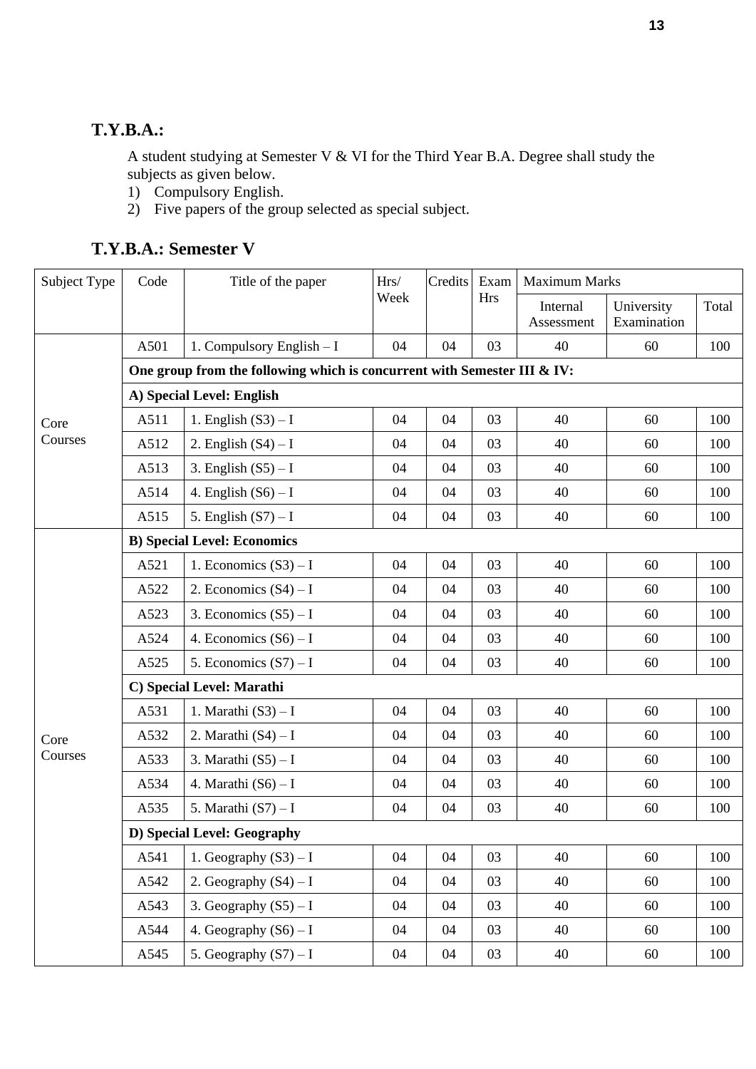## T.Y.B.A.:

A student studying at Semester V & VI for the Third Year B.A. Degree shall study the subjects as given below.

1) Compulsory English.
2) Five papers of the group selected as special subject.

## T.Y.B.A.: Semester V

| Subject Type | Code | Title of the paper | Hrs/ Week | Credits | Exam Hrs | Maximum Marks | | |
|---|---|---|---|---|---|---|---|---|
| | | | | | | Internal Assessment | University Examination | Total |
| Core Courses | A501 | 1. Compulsory English – I | 04 | 04 | 03 | 40 | 60 | 100 |
| | **One group from the following which is concurrent with Semester III & IV:** | | | | | | | |
| | **A) Special Level: English** | | | | | | | |
| | A511 | 1. English (S3) – I | 04 | 04 | 03 | 40 | 60 | 100 |
| | A512 | 2. English (S4) – I | 04 | 04 | 03 | 40 | 60 | 100 |
| | A513 | 3. English (S5) – I | 04 | 04 | 03 | 40 | 60 | 100 |
| | A514 | 4. English (S6) – I | 04 | 04 | 03 | 40 | 60 | 100 |
| | A515 | 5. English (S7) – I | 04 | 04 | 03 | 40 | 60 | 100 |
| Core Courses | **B) Special Level: Economics** | | | | | | | |
| | A521 | 1. Economics (S3) – I | 04 | 04 | 03 | 40 | 60 | 100 |
| | A522 | 2. Economics (S4) – I | 04 | 04 | 03 | 40 | 60 | 100 |
| | A523 | 3. Economics (S5) – I | 04 | 04 | 03 | 40 | 60 | 100 |
| | A524 | 4. Economics (S6) – I | 04 | 04 | 03 | 40 | 60 | 100 |
| | A525 | 5. Economics (S7) – I | 04 | 04 | 03 | 40 | 60 | 100 |
| | **C) Special Level: Marathi** | | | | | | | |
| | A531 | 1. Marathi (S3) – I | 04 | 04 | 03 | 40 | 60 | 100 |
| | A532 | 2. Marathi (S4) – I | 04 | 04 | 03 | 40 | 60 | 100 |
| | A533 | 3. Marathi (S5) – I | 04 | 04 | 03 | 40 | 60 | 100 |
| | A534 | 4. Marathi (S6) – I | 04 | 04 | 03 | 40 | 60 | 100 |
| | A535 | 5. Marathi (S7) – I | 04 | 04 | 03 | 40 | 60 | 100 |
| | **D) Special Level: Geography** | | | | | | | |
| | A541 | 1. Geography (S3) – I | 04 | 04 | 03 | 40 | 60 | 100 |
| | A542 | 2. Geography (S4) – I | 04 | 04 | 03 | 40 | 60 | 100 |
| | A543 | 3. Geography (S5) – I | 04 | 04 | 03 | 40 | 60 | 100 |
| | A544 | 4. Geography (S6) – I | 04 | 04 | 03 | 40 | 60 | 100 |
| | A545 | 5. Geography (S7) – I | 04 | 04 | 03 | 40 | 60 | 100 |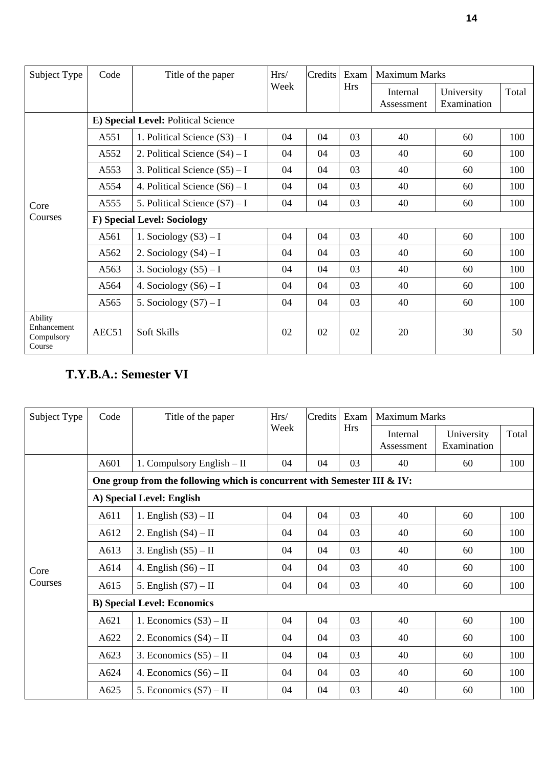| Subject Type | Code | Title of the paper | Hrs/ Week | Credits | Exam Hrs | Maximum Marks | | |
|---|---|---|---|---|---|---|---|---|
| | | | | | | Internal Assessment | University Examination | Total |
| Core Courses | **E) Special Level:** Political Science | | | | | | | |
| | A551 | 1. Political Science (S3) – I | 04 | 04 | 03 | 40 | 60 | 100 |
| | A552 | 2. Political Science (S4) – I | 04 | 04 | 03 | 40 | 60 | 100 |
| | A553 | 3. Political Science (S5) – I | 04 | 04 | 03 | 40 | 60 | 100 |
| | A554 | 4. Political Science (S6) – I | 04 | 04 | 03 | 40 | 60 | 100 |
| | A555 | 5. Political Science (S7) – I | 04 | 04 | 03 | 40 | 60 | 100 |
| | **F) Special Level: Sociology** | | | | | | | |
| | A561 | 1. Sociology (S3) – I | 04 | 04 | 03 | 40 | 60 | 100 |
| | A562 | 2. Sociology (S4) – I | 04 | 04 | 03 | 40 | 60 | 100 |
| | A563 | 3. Sociology (S5) – I | 04 | 04 | 03 | 40 | 60 | 100 |
| | A564 | 4. Sociology (S6) – I | 04 | 04 | 03 | 40 | 60 | 100 |
| | A565 | 5. Sociology (S7) – I | 04 | 04 | 03 | 40 | 60 | 100 |
| Ability Enhancement Compulsory Course | AEC51 | Soft Skills | 02 | 02 | 02 | 20 | 30 | 50 |

## T.Y.B.A.: Semester VI

| Subject Type | Code | Title of the paper | Hrs/ Week | Credits | Exam Hrs | Maximum Marks | | |
|---|---|---|---|---|---|---|---|---|
| | | | | | | Internal Assessment | University Examination | Total |
| Core Courses | A601 | 1. Compulsory English – II | 04 | 04 | 03 | 40 | 60 | 100 |
| | **One group from the following which is concurrent with Semester III & IV:** | | | | | | | |
| | **A) Special Level: English** | | | | | | | |
| | A611 | 1. English (S3) – II | 04 | 04 | 03 | 40 | 60 | 100 |
| | A612 | 2. English (S4) – II | 04 | 04 | 03 | 40 | 60 | 100 |
| | A613 | 3. English (S5) – II | 04 | 04 | 03 | 40 | 60 | 100 |
| | A614 | 4. English (S6) – II | 04 | 04 | 03 | 40 | 60 | 100 |
| | A615 | 5. English (S7) – II | 04 | 04 | 03 | 40 | 60 | 100 |
| | **B) Special Level: Economics** | | | | | | | |
| | A621 | 1. Economics (S3) – II | 04 | 04 | 03 | 40 | 60 | 100 |
| | A622 | 2. Economics (S4) – II | 04 | 04 | 03 | 40 | 60 | 100 |
| | A623 | 3. Economics (S5) – II | 04 | 04 | 03 | 40 | 60 | 100 |
| | A624 | 4. Economics (S6) – II | 04 | 04 | 03 | 40 | 60 | 100 |
| | A625 | 5. Economics (S7) – II | 04 | 04 | 03 | 40 | 60 | 100 |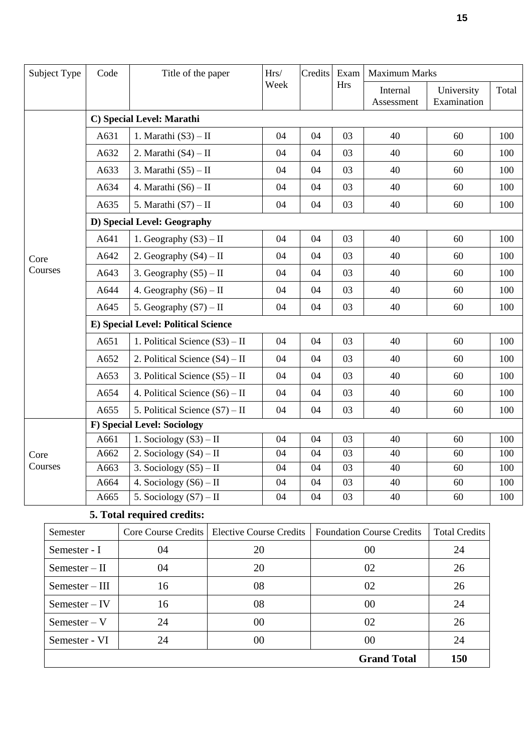| Subject Type | Code | Title of the paper | Hrs/ Week | Credits | Exam Hrs | Maximum Marks | | |
|---|---|---|---|---|---|---|---|---|
| | | | | | | Internal Assessment | University Examination | Total |
| Core Courses | **C) Special Level: Marathi** | | | | | | | |
| | A631 | 1. Marathi (S3) – II | 04 | 04 | 03 | 40 | 60 | 100 |
| | A632 | 2. Marathi (S4) – II | 04 | 04 | 03 | 40 | 60 | 100 |
| | A633 | 3. Marathi (S5) – II | 04 | 04 | 03 | 40 | 60 | 100 |
| | A634 | 4. Marathi (S6) – II | 04 | 04 | 03 | 40 | 60 | 100 |
| | A635 | 5. Marathi (S7) – II | 04 | 04 | 03 | 40 | 60 | 100 |
| | **D) Special Level: Geography** | | | | | | | |
| | A641 | 1. Geography (S3) – II | 04 | 04 | 03 | 40 | 60 | 100 |
| | A642 | 2. Geography (S4) – II | 04 | 04 | 03 | 40 | 60 | 100 |
| | A643 | 3. Geography (S5) – II | 04 | 04 | 03 | 40 | 60 | 100 |
| | A644 | 4. Geography (S6) – II | 04 | 04 | 03 | 40 | 60 | 100 |
| | A645 | 5. Geography (S7) – II | 04 | 04 | 03 | 40 | 60 | 100 |
| | **E) Special Level: Political Science** | | | | | | | |
| | A651 | 1. Political Science (S3) – II | 04 | 04 | 03 | 40 | 60 | 100 |
| | A652 | 2. Political Science (S4) – II | 04 | 04 | 03 | 40 | 60 | 100 |
| | A653 | 3. Political Science (S5) – II | 04 | 04 | 03 | 40 | 60 | 100 |
| | A654 | 4. Political Science (S6) – II | 04 | 04 | 03 | 40 | 60 | 100 |
| | A655 | 5. Political Science (S7) – II | 04 | 04 | 03 | 40 | 60 | 100 |
| Core Courses | **F) Special Level: Sociology** | | | | | | | |
| | A661 | 1. Sociology (S3) – II | 04 | 04 | 03 | 40 | 60 | 100 |
| | A662 | 2. Sociology (S4) – II | 04 | 04 | 03 | 40 | 60 | 100 |
| | A663 | 3. Sociology (S5) – II | 04 | 04 | 03 | 40 | 60 | 100 |
| | A664 | 4. Sociology (S6) – II | 04 | 04 | 03 | 40 | 60 | 100 |
| | A665 | 5. Sociology (S7) – II | 04 | 04 | 03 | 40 | 60 | 100 |

**5. Total required credits:**

| Semester | Core Course Credits | Elective Course Credits | Foundation Course Credits | Total Credits |
|---|---|---|---|---|
| Semester - I | 04 | 20 | 00 | 24 |
| Semester – II | 04 | 20 | 02 | 26 |
| Semester – III | 16 | 08 | 02 | 26 |
| Semester – IV | 16 | 08 | 00 | 24 |
| Semester – V | 24 | 00 | 02 | 26 |
| Semester - VI | 24 | 00 | 00 | 24 |
| | | | **Grand Total** | **150** |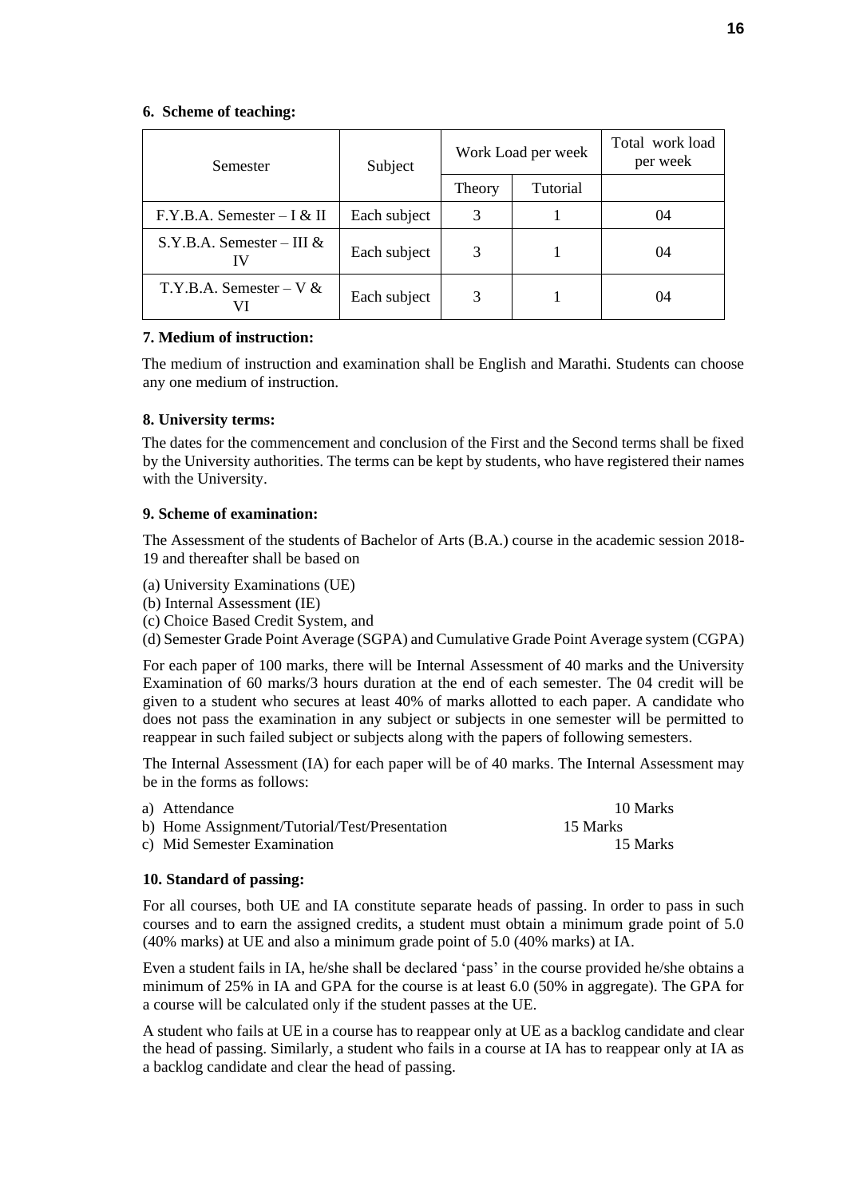### 6. Scheme of teaching:

| Semester | Subject | Work Load per week | | Total work load per week |
|---|---|---|---|---|
| | | Theory | Tutorial | |
| F.Y.B.A. Semester – I & II | Each subject | 3 | 1 | 04 |
| S.Y.B.A. Semester – III & IV | Each subject | 3 | 1 | 04 |
| T.Y.B.A. Semester – V & VI | Each subject | 3 | 1 | 04 |

### 7. Medium of instruction:

The medium of instruction and examination shall be English and Marathi. Students can choose any one medium of instruction.

### 8. University terms:

The dates for the commencement and conclusion of the First and the Second terms shall be fixed by the University authorities. The terms can be kept by students, who have registered their names with the University.

### 9. Scheme of examination:

The Assessment of the students of Bachelor of Arts (B.A.) course in the academic session 2018-19 and thereafter shall be based on

(a) University Examinations (UE)
(b) Internal Assessment (IE)
(c) Choice Based Credit System, and
(d) Semester Grade Point Average (SGPA) and Cumulative Grade Point Average system (CGPA)

For each paper of 100 marks, there will be Internal Assessment of 40 marks and the University Examination of 60 marks/3 hours duration at the end of each semester. The 04 credit will be given to a student who secures at least 40% of marks allotted to each paper. A candidate who does not pass the examination in any subject or subjects in one semester will be permitted to reappear in such failed subject or subjects along with the papers of following semesters.

The Internal Assessment (IA) for each paper will be of 40 marks. The Internal Assessment may be in the forms as follows:

a) Attendance — 10 Marks
b) Home Assignment/Tutorial/Test/Presentation — 15 Marks
c) Mid Semester Examination — 15 Marks

### 10. Standard of passing:

For all courses, both UE and IA constitute separate heads of passing. In order to pass in such courses and to earn the assigned credits, a student must obtain a minimum grade point of 5.0 (40% marks) at UE and also a minimum grade point of 5.0 (40% marks) at IA.

Even a student fails in IA, he/she shall be declared 'pass' in the course provided he/she obtains a minimum of 25% in IA and GPA for the course is at least 6.0 (50% in aggregate). The GPA for a course will be calculated only if the student passes at the UE.

A student who fails at UE in a course has to reappear only at UE as a backlog candidate and clear the head of passing. Similarly, a student who fails in a course at IA has to reappear only at IA as a backlog candidate and clear the head of passing.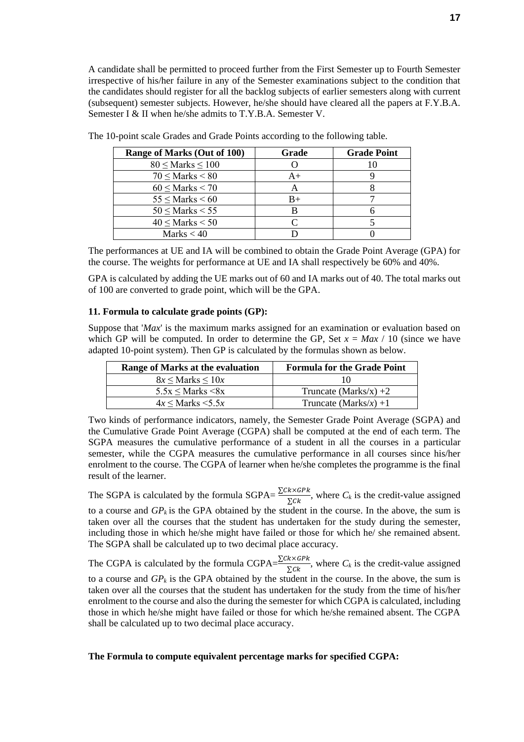A candidate shall be permitted to proceed further from the First Semester up to Fourth Semester irrespective of his/her failure in any of the Semester examinations subject to the condition that the candidates should register for all the backlog subjects of earlier semesters along with current (subsequent) semester subjects. However, he/she should have cleared all the papers at F.Y.B.A. Semester I & II when he/she admits to T.Y.B.A. Semester V.

The 10-point scale Grades and Grade Points according to the following table.

| Range of Marks (Out of 100) | Grade | Grade Point |
|---|---|---|
| $80 \leq$ Marks $\leq 100$ | O | 10 |
| $70 \leq$ Marks $< 80$ | A+ | 9 |
| $60 \leq$ Marks $< 70$ | A | 8 |
| $55 \leq$ Marks $< 60$ | B+ | 7 |
| $50 \leq$ Marks $< 55$ | B | 6 |
| $40 \leq$ Marks $< 50$ | C | 5 |
| Marks $< 40$ | D | 0 |

The performances at UE and IA will be combined to obtain the Grade Point Average (GPA) for the course. The weights for performance at UE and IA shall respectively be 60% and 40%.

GPA is calculated by adding the UE marks out of 60 and IA marks out of 40. The total marks out of 100 are converted to grade point, which will be the GPA.

**11. Formula to calculate grade points (GP):**

Suppose that '*Max*' is the maximum marks assigned for an examination or evaluation based on which GP will be computed. In order to determine the GP, Set $x = Max / 10$ (since we have adapted 10-point system). Then GP is calculated by the formulas shown as below.

| Range of Marks at the evaluation | Formula for the Grade Point |
|---|---|
| $8x \leq$ Marks $\leq 10x$ | 10 |
| $5.5x \leq$ Marks $< 8x$ | Truncate (Marks/$x$) +2 |
| $4x \leq$ Marks $< 5.5x$ | Truncate (Marks/$x$) +1 |

Two kinds of performance indicators, namely, the Semester Grade Point Average (SGPA) and the Cumulative Grade Point Average (CGPA) shall be computed at the end of each term. The SGPA measures the cumulative performance of a student in all the courses in a particular semester, while the CGPA measures the cumulative performance in all courses since his/her enrolment to the course. The CGPA of learner when he/she completes the programme is the final result of the learner.

The SGPA is calculated by the formula SGPA= $\frac{\sum Ck \times GPk}{\sum Ck}$, where $C_k$ is the credit-value assigned to a course and $GP_k$ is the GPA obtained by the student in the course. In the above, the sum is taken over all the courses that the student has undertaken for the study during the semester, including those in which he/she might have failed or those for which he/ she remained absent. The SGPA shall be calculated up to two decimal place accuracy.

The CGPA is calculated by the formula CGPA=$\frac{\sum Ck \times GPk}{\sum Ck}$, where $C_k$ is the credit-value assigned to a course and $GP_k$ is the GPA obtained by the student in the course. In the above, the sum is taken over all the courses that the student has undertaken for the study from the time of his/her enrolment to the course and also the during the semester for which CGPA is calculated, including those in which he/she might have failed or those for which he/she remained absent. The CGPA shall be calculated up to two decimal place accuracy.

**The Formula to compute equivalent percentage marks for specified CGPA:**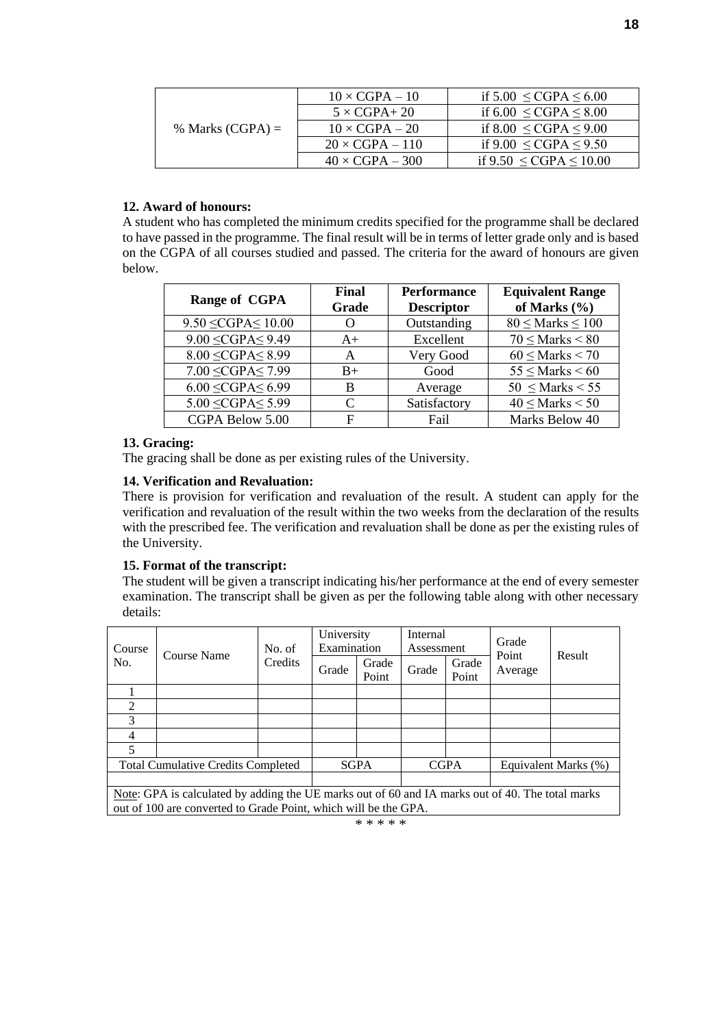| | | |
|---|---|---|
| % Marks (CGPA) = | $10 \times CGPA - 10$ | if $5.00 \leq CGPA \leq 6.00$ |
| | $5 \times CGPA + 20$ | if $6.00 \leq CGPA \leq 8.00$ |
| | $10 \times CGPA - 20$ | if $8.00 \leq CGPA \leq 9.00$ |
| | $20 \times CGPA - 110$ | if $9.00 \leq CGPA \leq 9.50$ |
| | $40 \times CGPA - 300$ | if $9.50 \leq CGPA \leq 10.00$ |

**12. Award of honours:**

A student who has completed the minimum credits specified for the programme shall be declared to have passed in the programme. The final result will be in terms of letter grade only and is based on the CGPA of all courses studied and passed. The criteria for the award of honours are given below.

| Range of CGPA | Final Grade | Performance Descriptor | Equivalent Range of Marks (%) |
|---|---|---|---|
| $9.50 \leq CGPA \leq 10.00$ | O | Outstanding | $80 \leq Marks \leq 100$ |
| $9.00 \leq CGPA \leq 9.49$ | A+ | Excellent | $70 \leq Marks < 80$ |
| $8.00 \leq CGPA \leq 8.99$ | A | Very Good | $60 \leq Marks < 70$ |
| $7.00 \leq CGPA \leq 7.99$ | B+ | Good | $55 \leq Marks < 60$ |
| $6.00 \leq CGPA \leq 6.99$ | B | Average | $50 \leq Marks < 55$ |
| $5.00 \leq CGPA \leq 5.99$ | C | Satisfactory | $40 \leq Marks < 50$ |
| CGPA Below 5.00 | F | Fail | Marks Below 40 |

**13. Gracing:**

The gracing shall be done as per existing rules of the University.

**14. Verification and Revaluation:**

There is provision for verification and revaluation of the result. A student can apply for the verification and revaluation of the result within the two weeks from the declaration of the results with the prescribed fee. The verification and revaluation shall be done as per the existing rules of the University.

**15. Format of the transcript:**

The student will be given a transcript indicating his/her performance at the end of every semester examination. The transcript shall be given as per the following table along with other necessary details:

| Course No. | Course Name | No. of Credits | University Examination | | Internal Assessment | | Grade Point Average | Result |
|---|---|---|---|---|---|---|---|---|
| | | | Grade | Grade Point | Grade | Grade Point | | |
| 1 | | | | | | | | |
| 2 | | | | | | | | |
| 3 | | | | | | | | |
| 4 | | | | | | | | |
| 5 | | | | | | | | |
| Total Cumulative Credits Completed | | | SGPA | | CGPA | | Equivalent Marks (%) | |
| | | | | | | | | |

Note: GPA is calculated by adding the UE marks out of 60 and IA marks out of 40. The total marks out of 100 are converted to Grade Point, which will be the GPA.

\* \* \* \* \*